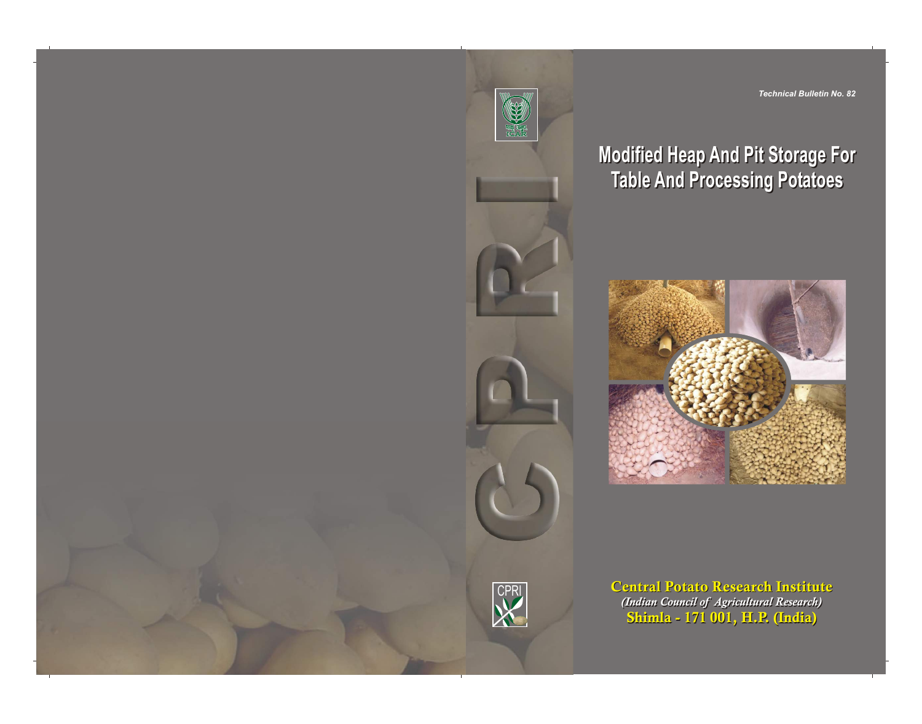Technical Bulletin No. 82

# Modified Heap And Pit Storage For Table And Processing Potatoes

CPRI

**Central Potato Research Institute**

*(Indian Council of Agricultural Research)*

**Shimla - 171 001, H.P. (India)**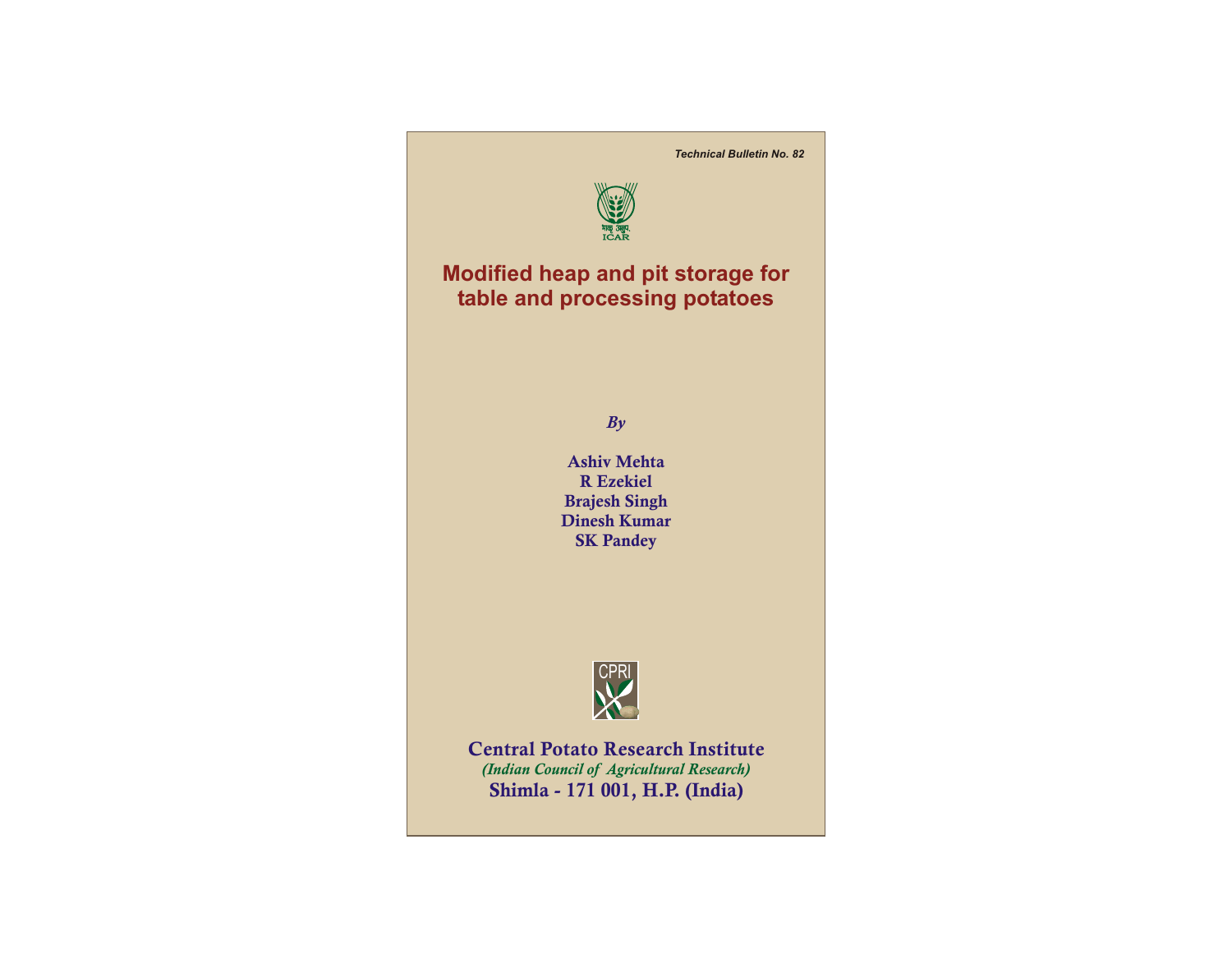*Technical Bulletin No. 82*

# Modified heap and pit storage for table and processing potatoes

*By*

**Ashiv Mehta**
**R Ezekiel**
**Brajesh Singh**
**Dinesh Kumar**
**SK Pandey**

**Central Potato Research Institute**
*(Indian Council of Agricultural Research)*
**Shimla - 171 001, H.P. (India)**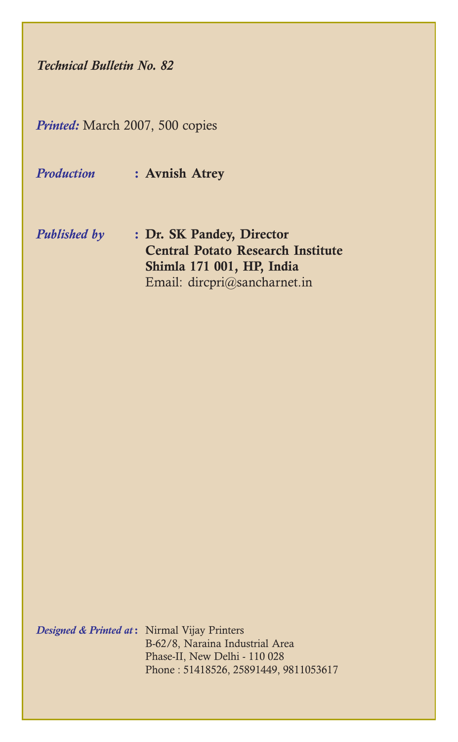*Technical Bulletin No. 82*

*Printed:* March 2007, 500 copies

*Production* : **Avnish Atrey**

*Published by* : **Dr. SK Pandey, Director**
**Central Potato Research Institute**
**Shimla 171 001, HP, India**
Email: dircpri@sancharnet.in

*Designed & Printed at* : Nirmal Vijay Printers
B-62/8, Naraina Industrial Area
Phase-II, New Delhi - 110 028
Phone : 51418526, 25891449, 9811053617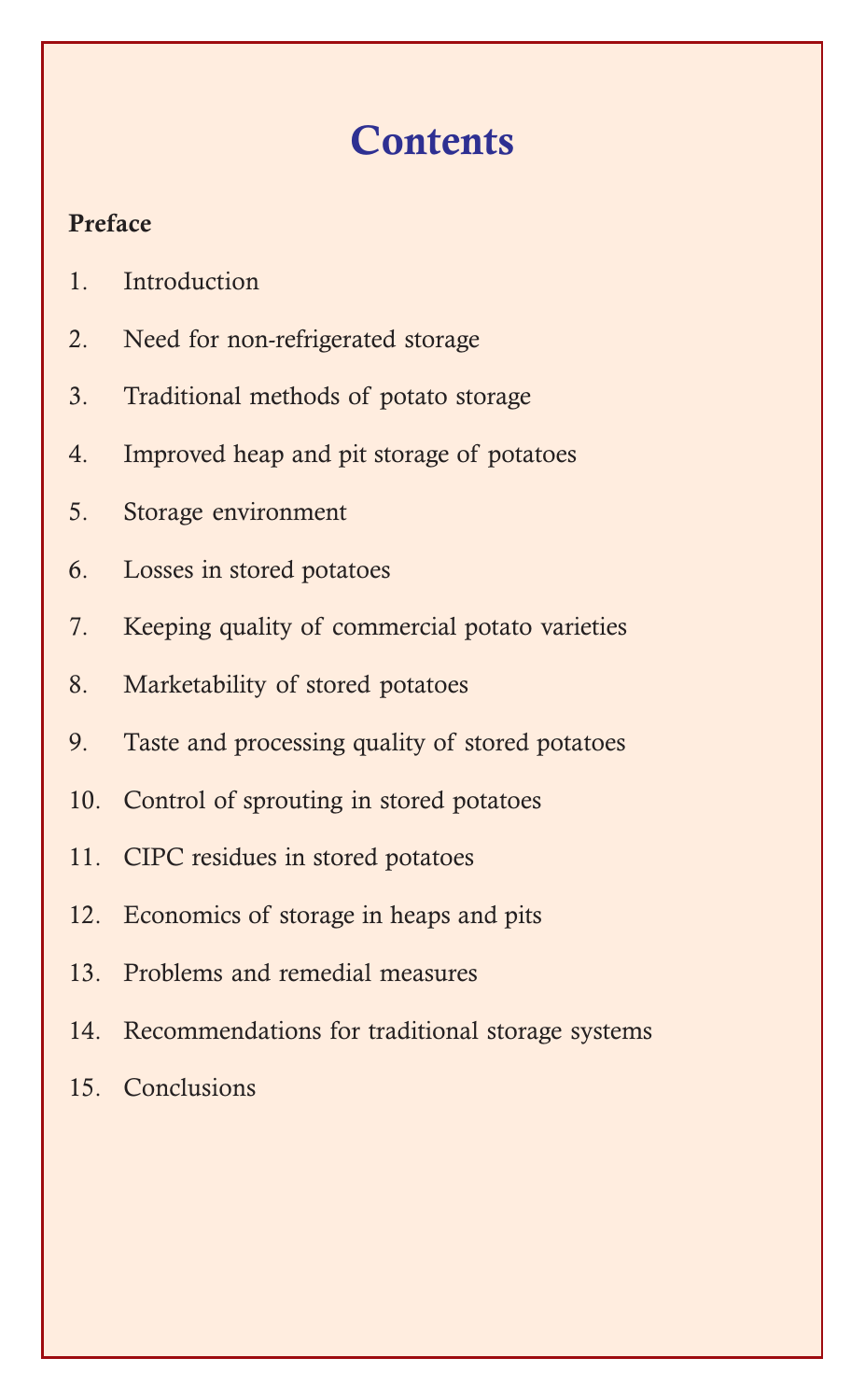# Contents

**Preface**

1. Introduction
2. Need for non-refrigerated storage
3. Traditional methods of potato storage
4. Improved heap and pit storage of potatoes
5. Storage environment
6. Losses in stored potatoes
7. Keeping quality of commercial potato varieties
8. Marketability of stored potatoes
9. Taste and processing quality of stored potatoes
10. Control of sprouting in stored potatoes
11. CIPC residues in stored potatoes
12. Economics of storage in heaps and pits
13. Problems and remedial measures
14. Recommendations for traditional storage systems
15. Conclusions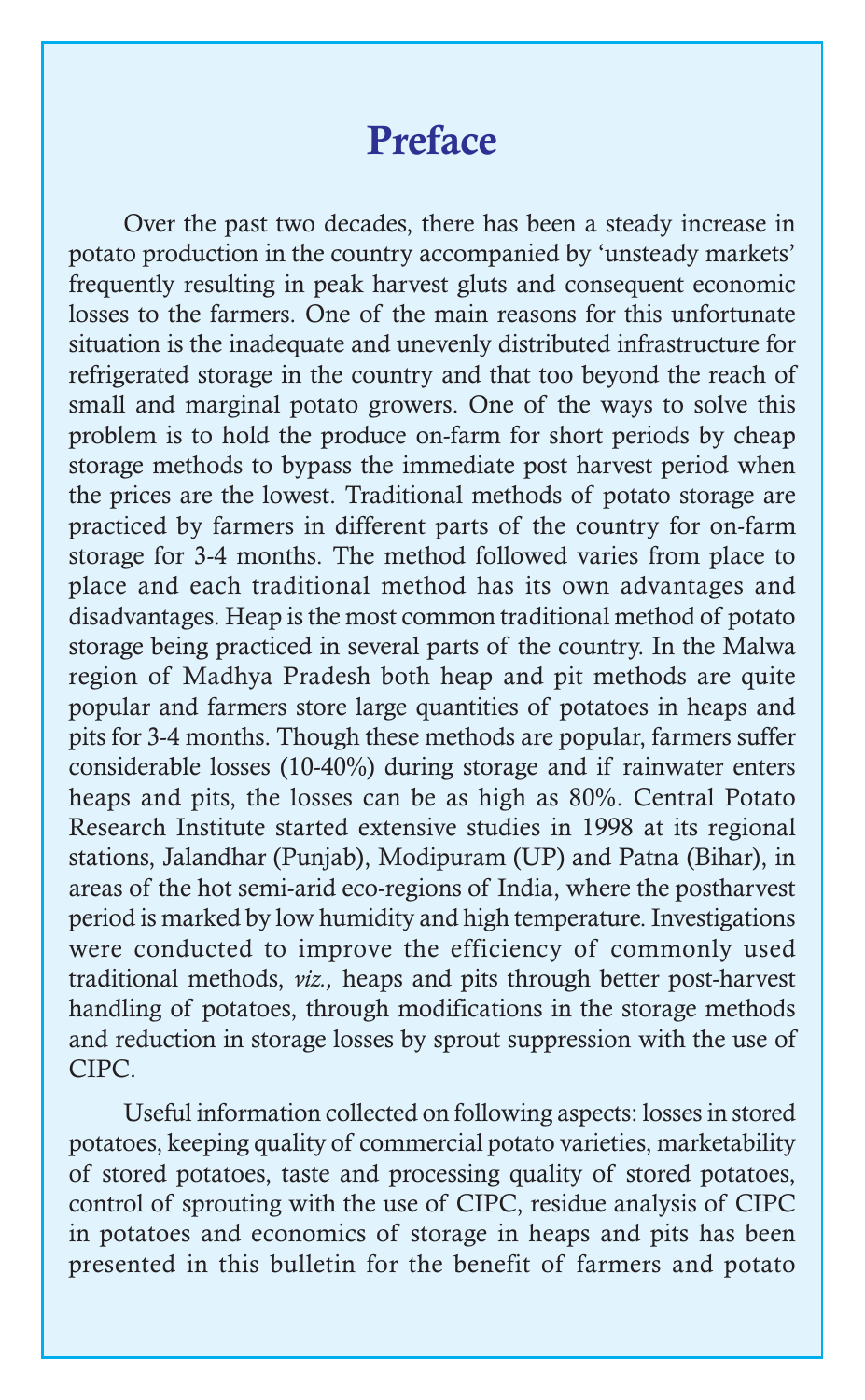# Preface

Over the past two decades, there has been a steady increase in potato production in the country accompanied by 'unsteady markets' frequently resulting in peak harvest gluts and consequent economic losses to the farmers. One of the main reasons for this unfortunate situation is the inadequate and unevenly distributed infrastructure for refrigerated storage in the country and that too beyond the reach of small and marginal potato growers. One of the ways to solve this problem is to hold the produce on-farm for short periods by cheap storage methods to bypass the immediate post harvest period when the prices are the lowest. Traditional methods of potato storage are practiced by farmers in different parts of the country for on-farm storage for 3-4 months. The method followed varies from place to place and each traditional method has its own advantages and disadvantages. Heap is the most common traditional method of potato storage being practiced in several parts of the country. In the Malwa region of Madhya Pradesh both heap and pit methods are quite popular and farmers store large quantities of potatoes in heaps and pits for 3-4 months. Though these methods are popular, farmers suffer considerable losses (10-40%) during storage and if rainwater enters heaps and pits, the losses can be as high as 80%. Central Potato Research Institute started extensive studies in 1998 at its regional stations, Jalandhar (Punjab), Modipuram (UP) and Patna (Bihar), in areas of the hot semi-arid eco-regions of India, where the postharvest period is marked by low humidity and high temperature. Investigations were conducted to improve the efficiency of commonly used traditional methods, *viz.,* heaps and pits through better post-harvest handling of potatoes, through modifications in the storage methods and reduction in storage losses by sprout suppression with the use of CIPC.

Useful information collected on following aspects: losses in stored potatoes, keeping quality of commercial potato varieties, marketability of stored potatoes, taste and processing quality of stored potatoes, control of sprouting with the use of CIPC, residue analysis of CIPC in potatoes and economics of storage in heaps and pits has been presented in this bulletin for the benefit of farmers and potato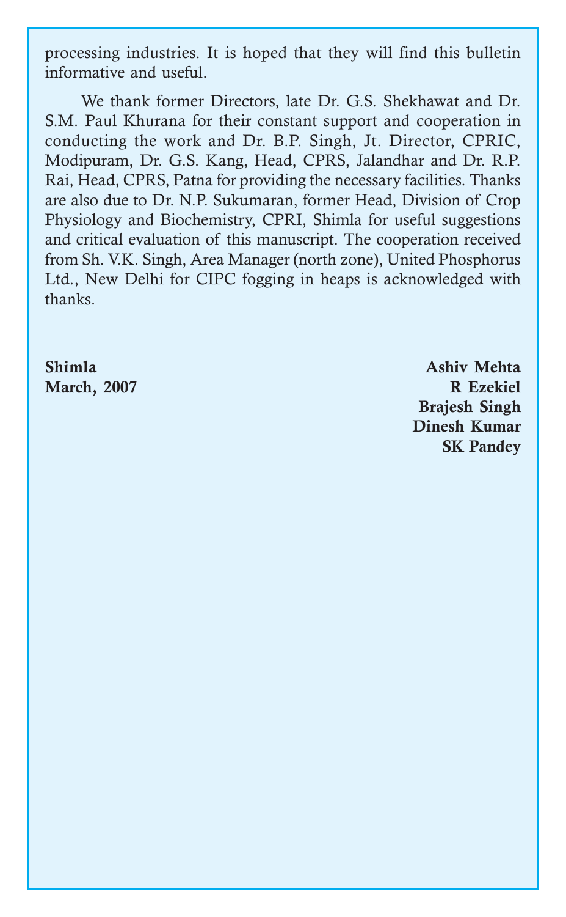processing industries. It is hoped that they will find this bulletin informative and useful.

We thank former Directors, late Dr. G.S. Shekhawat and Dr. S.M. Paul Khurana for their constant support and cooperation in conducting the work and Dr. B.P. Singh, Jt. Director, CPRIC, Modipuram, Dr. G.S. Kang, Head, CPRS, Jalandhar and Dr. R.P. Rai, Head, CPRS, Patna for providing the necessary facilities. Thanks are also due to Dr. N.P. Sukumaran, former Head, Division of Crop Physiology and Biochemistry, CPRI, Shimla for useful suggestions and critical evaluation of this manuscript. The cooperation received from Sh. V.K. Singh, Area Manager (north zone), United Phosphorus Ltd., New Delhi for CIPC fogging in heaps is acknowledged with thanks.

**Shimla**
**March, 2007**

**Ashiv Mehta**
**R Ezekiel**
**Brajesh Singh**
**Dinesh Kumar**
**SK Pandey**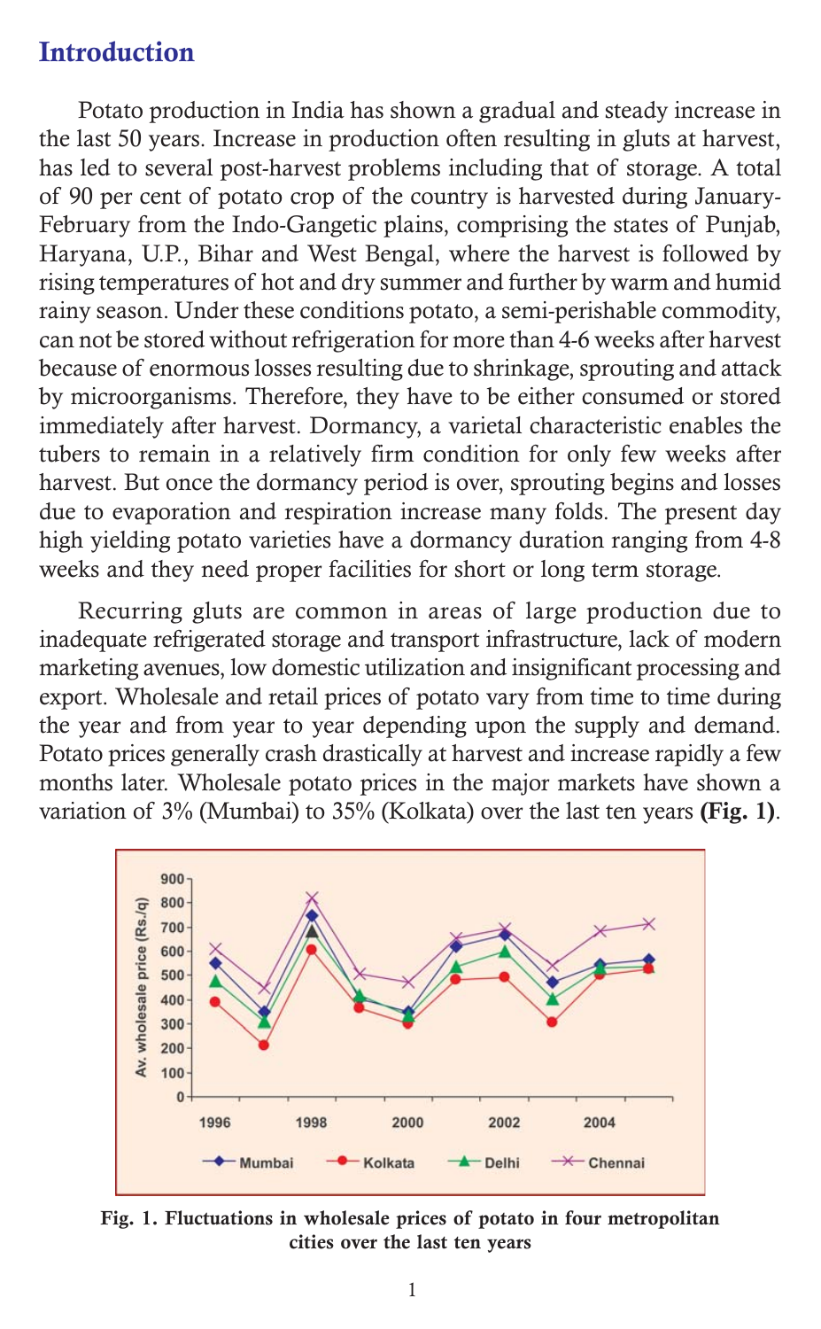# Introduction

Potato production in India has shown a gradual and steady increase in the last 50 years. Increase in production often resulting in gluts at harvest, has led to several post-harvest problems including that of storage. A total of 90 per cent of potato crop of the country is harvested during January-February from the Indo-Gangetic plains, comprising the states of Punjab, Haryana, U.P., Bihar and West Bengal, where the harvest is followed by rising temperatures of hot and dry summer and further by warm and humid rainy season. Under these conditions potato, a semi-perishable commodity, can not be stored without refrigeration for more than 4-6 weeks after harvest because of enormous losses resulting due to shrinkage, sprouting and attack by microorganisms. Therefore, they have to be either consumed or stored immediately after harvest. Dormancy, a varietal characteristic enables the tubers to remain in a relatively firm condition for only few weeks after harvest. But once the dormancy period is over, sprouting begins and losses due to evaporation and respiration increase many folds. The present day high yielding potato varieties have a dormancy duration ranging from 4-8 weeks and they need proper facilities for short or long term storage.

Recurring gluts are common in areas of large production due to inadequate refrigerated storage and transport infrastructure, lack of modern marketing avenues, low domestic utilization and insignificant processing and export. Wholesale and retail prices of potato vary from time to time during the year and from year to year depending upon the supply and demand. Potato prices generally crash drastically at harvest and increase rapidly a few months later. Wholesale potato prices in the major markets have shown a variation of 3% (Mumbai) to 35% (Kolkata) over the last ten years **(Fig. 1)**.

**Fig. 1. Fluctuations in wholesale prices of potato in four metropolitan cities over the last ten years**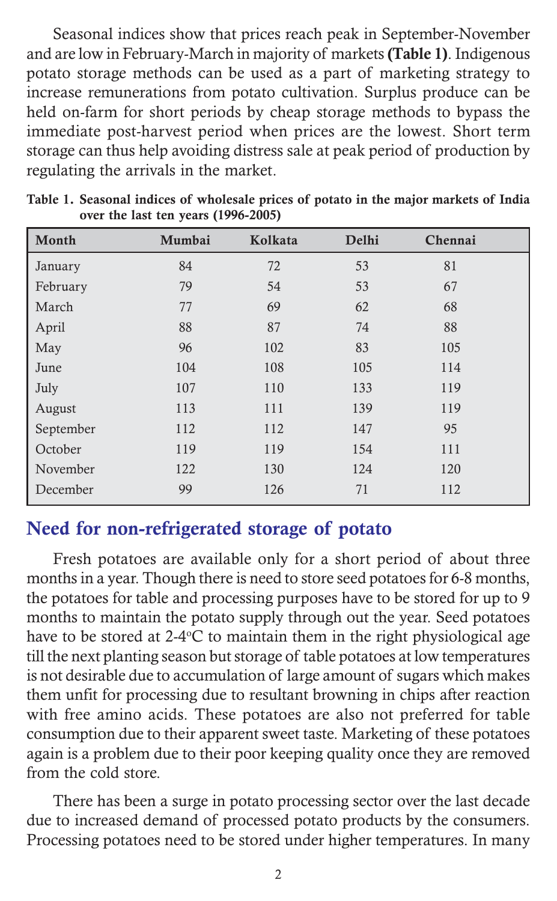Seasonal indices show that prices reach peak in September-November and are low in February-March in majority of markets **(Table 1)**. Indigenous potato storage methods can be used as a part of marketing strategy to increase remunerations from potato cultivation. Surplus produce can be held on-farm for short periods by cheap storage methods to bypass the immediate post-harvest period when prices are the lowest. Short term storage can thus help avoiding distress sale at peak period of production by regulating the arrivals in the market.

**Table 1. Seasonal indices of wholesale prices of potato in the major markets of India over the last ten years (1996-2005)**

| Month | Mumbai | Kolkata | Delhi | Chennai |
|---|---|---|---|---|
| January | 84 | 72 | 53 | 81 |
| February | 79 | 54 | 53 | 67 |
| March | 77 | 69 | 62 | 68 |
| April | 88 | 87 | 74 | 88 |
| May | 96 | 102 | 83 | 105 |
| June | 104 | 108 | 105 | 114 |
| July | 107 | 110 | 133 | 119 |
| August | 113 | 111 | 139 | 119 |
| September | 112 | 112 | 147 | 95 |
| October | 119 | 119 | 154 | 111 |
| November | 122 | 130 | 124 | 120 |
| December | 99 | 126 | 71 | 112 |

## Need for non-refrigerated storage of potato

Fresh potatoes are available only for a short period of about three months in a year. Though there is need to store seed potatoes for 6-8 months, the potatoes for table and processing purposes have to be stored for up to 9 months to maintain the potato supply through out the year. Seed potatoes have to be stored at 2-4°C to maintain them in the right physiological age till the next planting season but storage of table potatoes at low temperatures is not desirable due to accumulation of large amount of sugars which makes them unfit for processing due to resultant browning in chips after reaction with free amino acids. These potatoes are also not preferred for table consumption due to their apparent sweet taste. Marketing of these potatoes again is a problem due to their poor keeping quality once they are removed from the cold store.

There has been a surge in potato processing sector over the last decade due to increased demand of processed potato products by the consumers. Processing potatoes need to be stored under higher temperatures. In many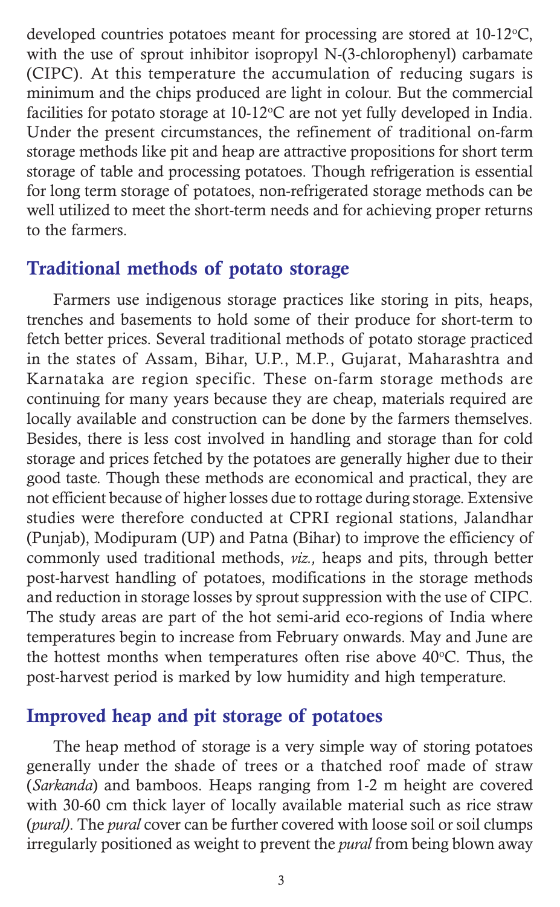developed countries potatoes meant for processing are stored at 10-12°C, with the use of sprout inhibitor isopropyl N-(3-chlorophenyl) carbamate (CIPC). At this temperature the accumulation of reducing sugars is minimum and the chips produced are light in colour. But the commercial facilities for potato storage at 10-12°C are not yet fully developed in India. Under the present circumstances, the refinement of traditional on-farm storage methods like pit and heap are attractive propositions for short term storage of table and processing potatoes. Though refrigeration is essential for long term storage of potatoes, non-refrigerated storage methods can be well utilized to meet the short-term needs and for achieving proper returns to the farmers.

## Traditional methods of potato storage

Farmers use indigenous storage practices like storing in pits, heaps, trenches and basements to hold some of their produce for short-term to fetch better prices. Several traditional methods of potato storage practiced in the states of Assam, Bihar, U.P., M.P., Gujarat, Maharashtra and Karnataka are region specific. These on-farm storage methods are continuing for many years because they are cheap, materials required are locally available and construction can be done by the farmers themselves. Besides, there is less cost involved in handling and storage than for cold storage and prices fetched by the potatoes are generally higher due to their good taste. Though these methods are economical and practical, they are not efficient because of higher losses due to rottage during storage. Extensive studies were therefore conducted at CPRI regional stations, Jalandhar (Punjab), Modipuram (UP) and Patna (Bihar) to improve the efficiency of commonly used traditional methods, *viz.,* heaps and pits, through better post-harvest handling of potatoes, modifications in the storage methods and reduction in storage losses by sprout suppression with the use of CIPC. The study areas are part of the hot semi-arid eco-regions of India where temperatures begin to increase from February onwards. May and June are the hottest months when temperatures often rise above 40°C. Thus, the post-harvest period is marked by low humidity and high temperature.

## Improved heap and pit storage of potatoes

The heap method of storage is a very simple way of storing potatoes generally under the shade of trees or a thatched roof made of straw (*Sarkanda*) and bamboos. Heaps ranging from 1-2 m height are covered with 30-60 cm thick layer of locally available material such as rice straw (*pural)*. The *pural* cover can be further covered with loose soil or soil clumps irregularly positioned as weight to prevent the *pural* from being blown away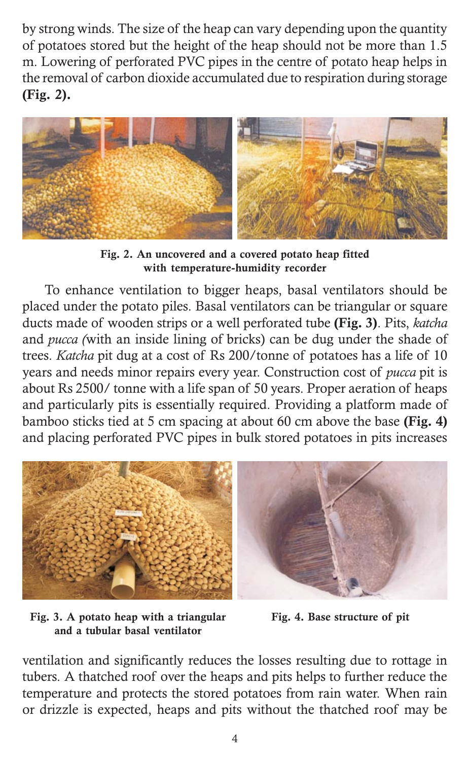by strong winds. The size of the heap can vary depending upon the quantity of potatoes stored but the height of the heap should not be more than 1.5 m. Lowering of perforated PVC pipes in the centre of potato heap helps in the removal of carbon dioxide accumulated due to respiration during storage **(Fig. 2).**

**Fig. 2. An uncovered and a covered potato heap fitted with temperature-humidity recorder**

To enhance ventilation to bigger heaps, basal ventilators should be placed under the potato piles. Basal ventilators can be triangular or square ducts made of wooden strips or a well perforated tube **(Fig. 3)**. Pits, *katcha* and *pucca (*with an inside lining of bricks) can be dug under the shade of trees. *Katcha* pit dug at a cost of Rs 200/tonne of potatoes has a life of 10 years and needs minor repairs every year. Construction cost of *pucca* pit is about Rs 2500/ tonne with a life span of 50 years. Proper aeration of heaps and particularly pits is essentially required. Providing a platform made of bamboo sticks tied at 5 cm spacing at about 60 cm above the base **(Fig. 4)** and placing perforated PVC pipes in bulk stored potatoes in pits increases

**Fig. 3. A potato heap with a triangular and a tubular basal ventilator**

**Fig. 4. Base structure of pit**

ventilation and significantly reduces the losses resulting due to rottage in tubers. A thatched roof over the heaps and pits helps to further reduce the temperature and protects the stored potatoes from rain water. When rain or drizzle is expected, heaps and pits without the thatched roof may be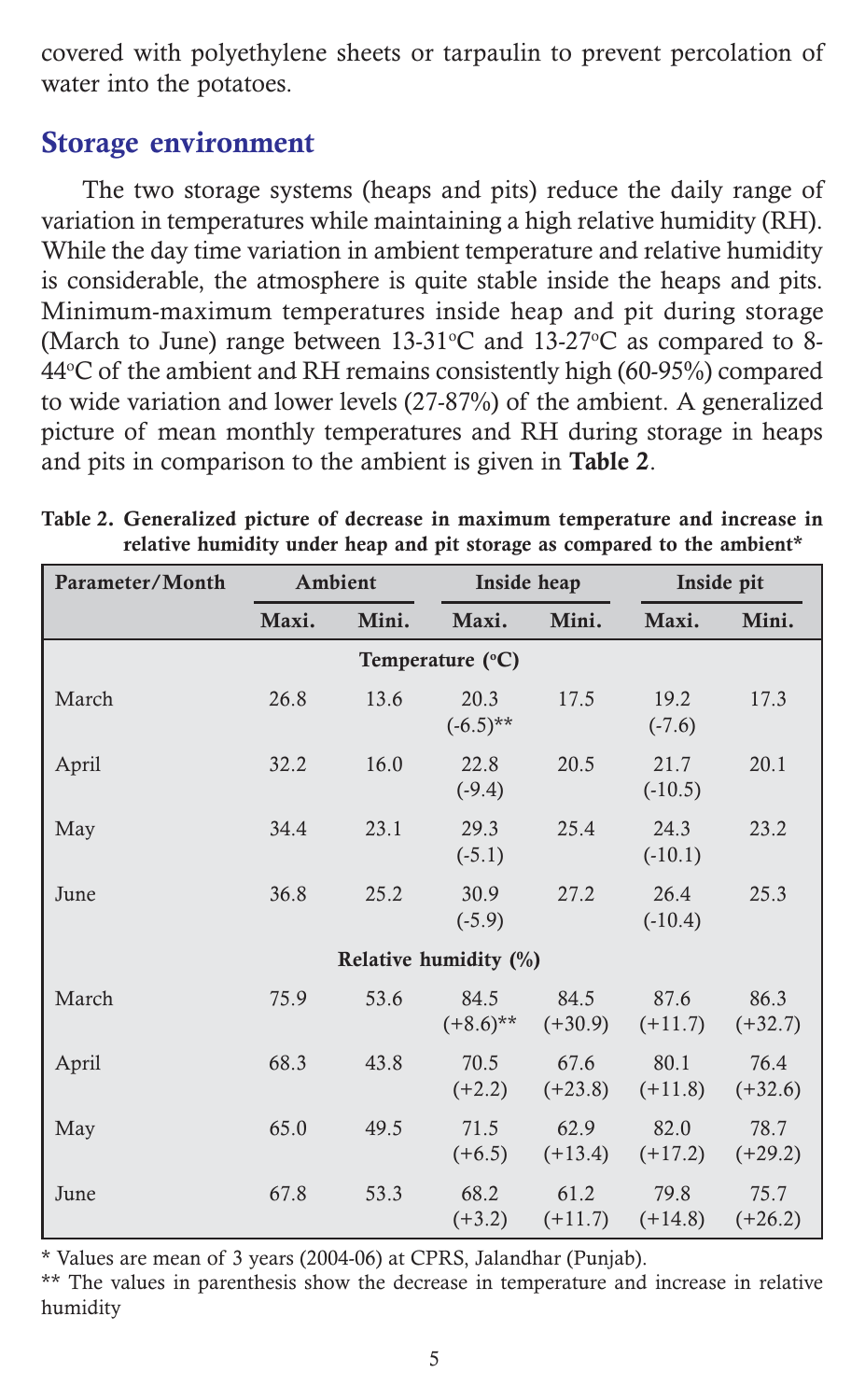covered with polyethylene sheets or tarpaulin to prevent percolation of water into the potatoes.

## Storage environment

The two storage systems (heaps and pits) reduce the daily range of variation in temperatures while maintaining a high relative humidity (RH). While the day time variation in ambient temperature and relative humidity is considerable, the atmosphere is quite stable inside the heaps and pits. Minimum-maximum temperatures inside heap and pit during storage (March to June) range between 13-31°C and 13-27°C as compared to 8-44°C of the ambient and RH remains consistently high (60-95%) compared to wide variation and lower levels (27-87%) of the ambient. A generalized picture of mean monthly temperatures and RH during storage in heaps and pits in comparison to the ambient is given in **Table 2**.

**Table 2. Generalized picture of decrease in maximum temperature and increase in relative humidity under heap and pit storage as compared to the ambient***

| Parameter/Month | Ambient | | Inside heap | | Inside pit | |
|---|---|---|---|---|---|---|
| | Maxi. | Mini. | Maxi. | Mini. | Maxi. | Mini. |
| **Temperature (°C)** | | | | | | |
| March | 26.8 | 13.6 | 20.3 (-6.5)** | 17.5 | 19.2 (-7.6) | 17.3 |
| April | 32.2 | 16.0 | 22.8 (-9.4) | 20.5 | 21.7 (-10.5) | 20.1 |
| May | 34.4 | 23.1 | 29.3 (-5.1) | 25.4 | 24.3 (-10.1) | 23.2 |
| June | 36.8 | 25.2 | 30.9 (-5.9) | 27.2 | 26.4 (-10.4) | 25.3 |
| **Relative humidity (%)** | | | | | | |
| March | 75.9 | 53.6 | 84.5 (+8.6)** | 84.5 (+30.9) | 87.6 (+11.7) | 86.3 (+32.7) |
| April | 68.3 | 43.8 | 70.5 (+2.2) | 67.6 (+23.8) | 80.1 (+11.8) | 76.4 (+32.6) |
| May | 65.0 | 49.5 | 71.5 (+6.5) | 62.9 (+13.4) | 82.0 (+17.2) | 78.7 (+29.2) |
| June | 67.8 | 53.3 | 68.2 (+3.2) | 61.2 (+11.7) | 79.8 (+14.8) | 75.7 (+26.2) |

* Values are mean of 3 years (2004-06) at CPRS, Jalandhar (Punjab).

** The values in parenthesis show the decrease in temperature and increase in relative humidity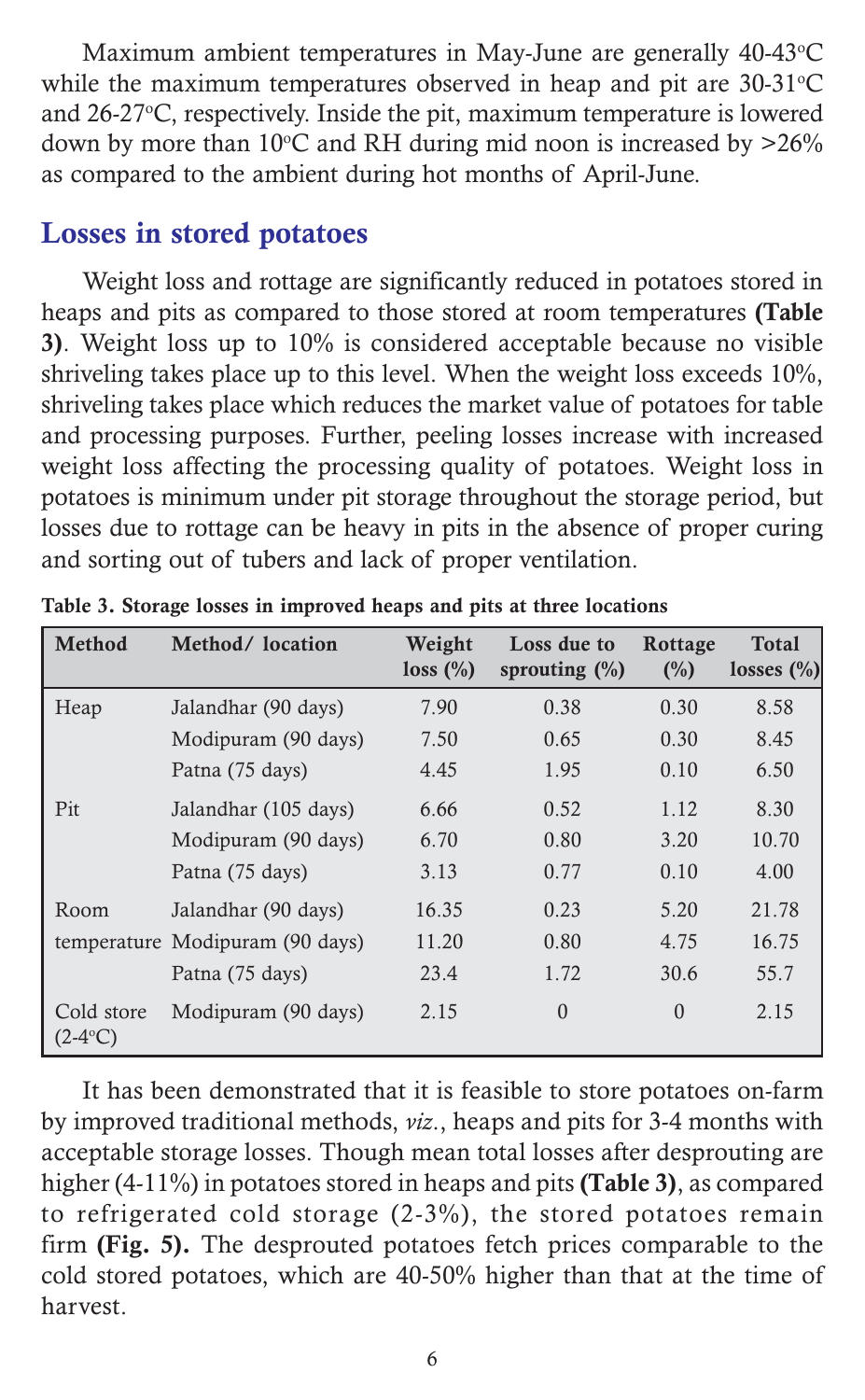Maximum ambient temperatures in May-June are generally 40-43°C while the maximum temperatures observed in heap and pit are 30-31°C and 26-27°C, respectively. Inside the pit, maximum temperature is lowered down by more than 10°C and RH during mid noon is increased by >26% as compared to the ambient during hot months of April-June.

## Losses in stored potatoes

Weight loss and rottage are significantly reduced in potatoes stored in heaps and pits as compared to those stored at room temperatures **(Table 3)**. Weight loss up to 10% is considered acceptable because no visible shriveling takes place up to this level. When the weight loss exceeds 10%, shriveling takes place which reduces the market value of potatoes for table and processing purposes. Further, peeling losses increase with increased weight loss affecting the processing quality of potatoes. Weight loss in potatoes is minimum under pit storage throughout the storage period, but losses due to rottage can be heavy in pits in the absence of proper curing and sorting out of tubers and lack of proper ventilation.

**Table 3. Storage losses in improved heaps and pits at three locations**

| Method | Method/ location | Weight loss (%) | Loss due to sprouting (%) | Rottage (%) | Total losses (%) |
|---|---|---|---|---|---|
| Heap | Jalandhar (90 days) | 7.90 | 0.38 | 0.30 | 8.58 |
| | Modipuram (90 days) | 7.50 | 0.65 | 0.30 | 8.45 |
| | Patna (75 days) | 4.45 | 1.95 | 0.10 | 6.50 |
| Pit | Jalandhar (105 days) | 6.66 | 0.52 | 1.12 | 8.30 |
| | Modipuram (90 days) | 6.70 | 0.80 | 3.20 | 10.70 |
| | Patna (75 days) | 3.13 | 0.77 | 0.10 | 4.00 |
| Room temperature | Jalandhar (90 days) | 16.35 | 0.23 | 5.20 | 21.78 |
| | Modipuram (90 days) | 11.20 | 0.80 | 4.75 | 16.75 |
| | Patna (75 days) | 23.4 | 1.72 | 30.6 | 55.7 |
| Cold store (2-4°C) | Modipuram (90 days) | 2.15 | 0 | 0 | 2.15 |

It has been demonstrated that it is feasible to store potatoes on-farm by improved traditional methods, *viz.*, heaps and pits for 3-4 months with acceptable storage losses. Though mean total losses after desprouting are higher (4-11%) in potatoes stored in heaps and pits **(Table 3)**, as compared to refrigerated cold storage (2-3%), the stored potatoes remain firm **(Fig. 5).** The desprouted potatoes fetch prices comparable to the cold stored potatoes, which are 40-50% higher than that at the time of harvest.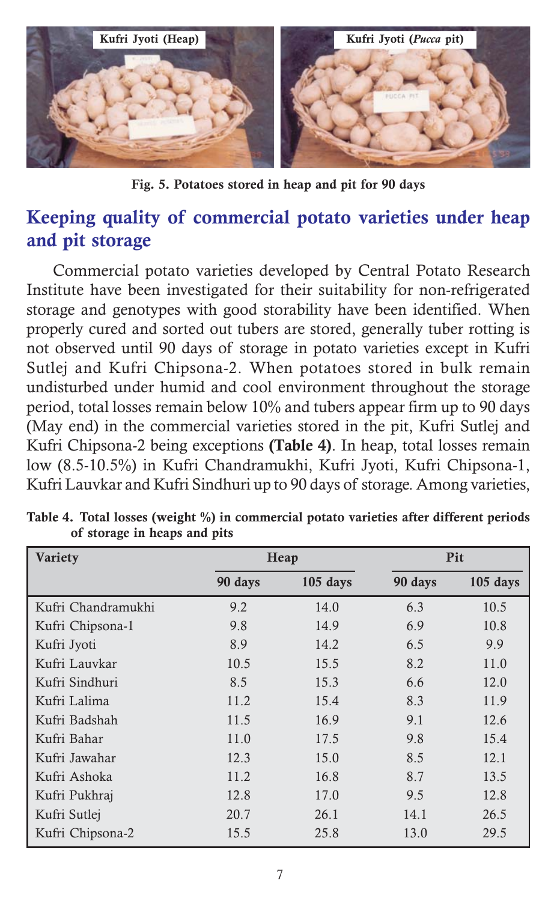Fig. 5. Potatoes stored in heap and pit for 90 days

## Keeping quality of commercial potato varieties under heap and pit storage

Commercial potato varieties developed by Central Potato Research Institute have been investigated for their suitability for non-refrigerated storage and genotypes with good storability have been identified. When properly cured and sorted out tubers are stored, generally tuber rotting is not observed until 90 days of storage in potato varieties except in Kufri Sutlej and Kufri Chipsona-2. When potatoes stored in bulk remain undisturbed under humid and cool environment throughout the storage period, total losses remain below 10% and tubers appear firm up to 90 days (May end) in the commercial varieties stored in the pit, Kufri Sutlej and Kufri Chipsona-2 being exceptions **(Table 4)**. In heap, total losses remain low (8.5-10.5%) in Kufri Chandramukhi, Kufri Jyoti, Kufri Chipsona-1, Kufri Lauvkar and Kufri Sindhuri up to 90 days of storage. Among varieties,

**Table 4. Total losses (weight %) in commercial potato varieties after different periods of storage in heaps and pits**

| Variety | Heap | | Pit | |
|---|---|---|---|---|
| | 90 days | 105 days | 90 days | 105 days |
| Kufri Chandramukhi | 9.2 | 14.0 | 6.3 | 10.5 |
| Kufri Chipsona-1 | 9.8 | 14.9 | 6.9 | 10.8 |
| Kufri Jyoti | 8.9 | 14.2 | 6.5 | 9.9 |
| Kufri Lauvkar | 10.5 | 15.5 | 8.2 | 11.0 |
| Kufri Sindhuri | 8.5 | 15.3 | 6.6 | 12.0 |
| Kufri Lalima | 11.2 | 15.4 | 8.3 | 11.9 |
| Kufri Badshah | 11.5 | 16.9 | 9.1 | 12.6 |
| Kufri Bahar | 11.0 | 17.5 | 9.8 | 15.4 |
| Kufri Jawahar | 12.3 | 15.0 | 8.5 | 12.1 |
| Kufri Ashoka | 11.2 | 16.8 | 8.7 | 13.5 |
| Kufri Pukhraj | 12.8 | 17.0 | 9.5 | 12.8 |
| Kufri Sutlej | 20.7 | 26.1 | 14.1 | 26.5 |
| Kufri Chipsona-2 | 15.5 | 25.8 | 13.0 | 29.5 |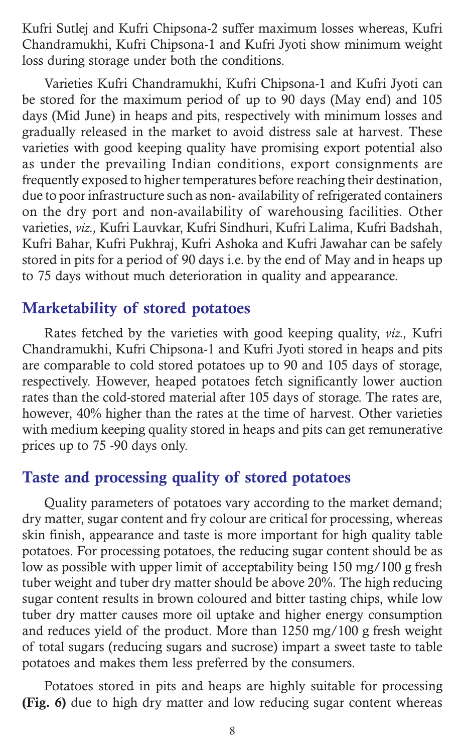Kufri Sutlej and Kufri Chipsona-2 suffer maximum losses whereas, Kufri Chandramukhi, Kufri Chipsona-1 and Kufri Jyoti show minimum weight loss during storage under both the conditions.

Varieties Kufri Chandramukhi, Kufri Chipsona-1 and Kufri Jyoti can be stored for the maximum period of up to 90 days (May end) and 105 days (Mid June) in heaps and pits, respectively with minimum losses and gradually released in the market to avoid distress sale at harvest. These varieties with good keeping quality have promising export potential also as under the prevailing Indian conditions, export consignments are frequently exposed to higher temperatures before reaching their destination, due to poor infrastructure such as non- availability of refrigerated containers on the dry port and non-availability of warehousing facilities. Other varieties, *viz.,* Kufri Lauvkar, Kufri Sindhuri, Kufri Lalima, Kufri Badshah, Kufri Bahar, Kufri Pukhraj, Kufri Ashoka and Kufri Jawahar can be safely stored in pits for a period of 90 days i.e. by the end of May and in heaps up to 75 days without much deterioration in quality and appearance.

## Marketability of stored potatoes

Rates fetched by the varieties with good keeping quality, *viz.,* Kufri Chandramukhi, Kufri Chipsona-1 and Kufri Jyoti stored in heaps and pits are comparable to cold stored potatoes up to 90 and 105 days of storage, respectively. However, heaped potatoes fetch significantly lower auction rates than the cold-stored material after 105 days of storage. The rates are, however, 40% higher than the rates at the time of harvest. Other varieties with medium keeping quality stored in heaps and pits can get remunerative prices up to 75 -90 days only.

## Taste and processing quality of stored potatoes

Quality parameters of potatoes vary according to the market demand; dry matter, sugar content and fry colour are critical for processing, whereas skin finish, appearance and taste is more important for high quality table potatoes. For processing potatoes, the reducing sugar content should be as low as possible with upper limit of acceptability being 150 mg/100 g fresh tuber weight and tuber dry matter should be above 20%. The high reducing sugar content results in brown coloured and bitter tasting chips, while low tuber dry matter causes more oil uptake and higher energy consumption and reduces yield of the product. More than 1250 mg/100 g fresh weight of total sugars (reducing sugars and sucrose) impart a sweet taste to table potatoes and makes them less preferred by the consumers.

Potatoes stored in pits and heaps are highly suitable for processing **(Fig. 6)** due to high dry matter and low reducing sugar content whereas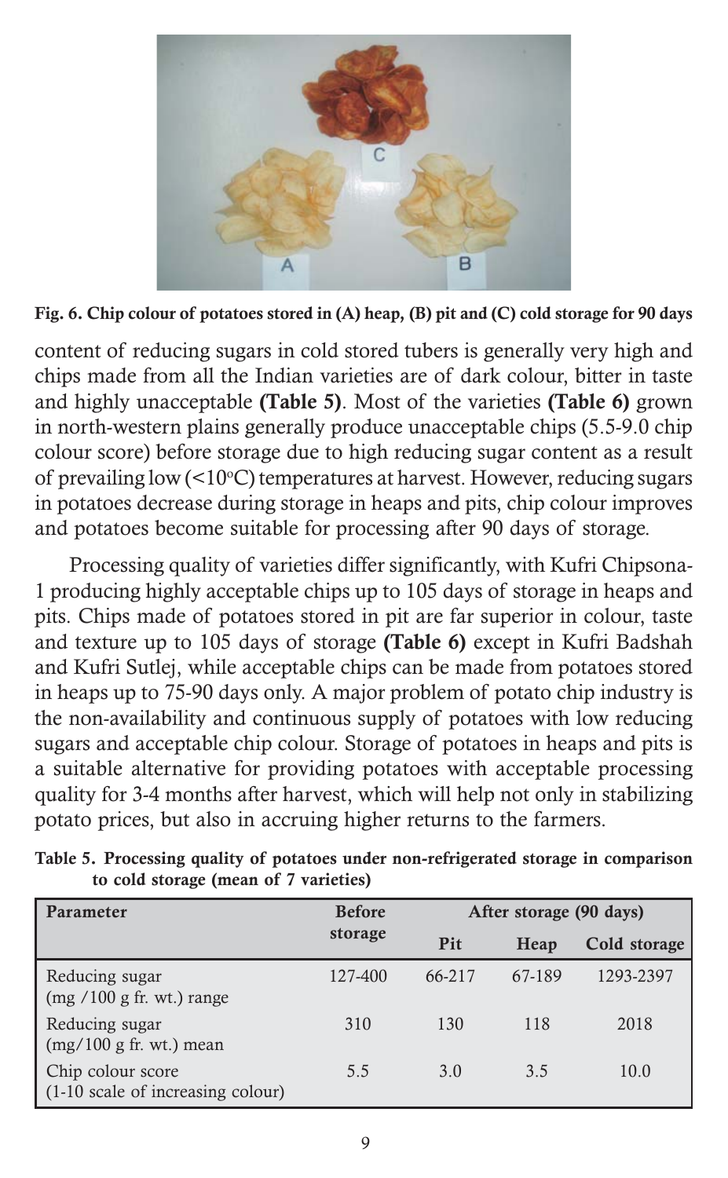Fig. 6. Chip colour of potatoes stored in (A) heap, (B) pit and (C) cold storage for 90 days

content of reducing sugars in cold stored tubers is generally very high and chips made from all the Indian varieties are of dark colour, bitter in taste and highly unacceptable **(Table 5)**. Most of the varieties **(Table 6)** grown in north-western plains generally produce unacceptable chips (5.5-9.0 chip colour score) before storage due to high reducing sugar content as a result of prevailing low (<10°C) temperatures at harvest. However, reducing sugars in potatoes decrease during storage in heaps and pits, chip colour improves and potatoes become suitable for processing after 90 days of storage.

Processing quality of varieties differ significantly, with Kufri Chipsona-1 producing highly acceptable chips up to 105 days of storage in heaps and pits. Chips made of potatoes stored in pit are far superior in colour, taste and texture up to 105 days of storage **(Table 6)** except in Kufri Badshah and Kufri Sutlej, while acceptable chips can be made from potatoes stored in heaps up to 75-90 days only. A major problem of potato chip industry is the non-availability and continuous supply of potatoes with low reducing sugars and acceptable chip colour. Storage of potatoes in heaps and pits is a suitable alternative for providing potatoes with acceptable processing quality for 3-4 months after harvest, which will help not only in stabilizing potato prices, but also in accruing higher returns to the farmers.

**Table 5. Processing quality of potatoes under non-refrigerated storage in comparison to cold storage (mean of 7 varieties)**

| Parameter | Before storage | After storage (90 days) | | |
|---|---|---|---|---|
| | | Pit | Heap | Cold storage |
| Reducing sugar (mg /100 g fr. wt.) range | 127-400 | 66-217 | 67-189 | 1293-2397 |
| Reducing sugar (mg/100 g fr. wt.) mean | 310 | 130 | 118 | 2018 |
| Chip colour score (1-10 scale of increasing colour) | 5.5 | 3.0 | 3.5 | 10.0 |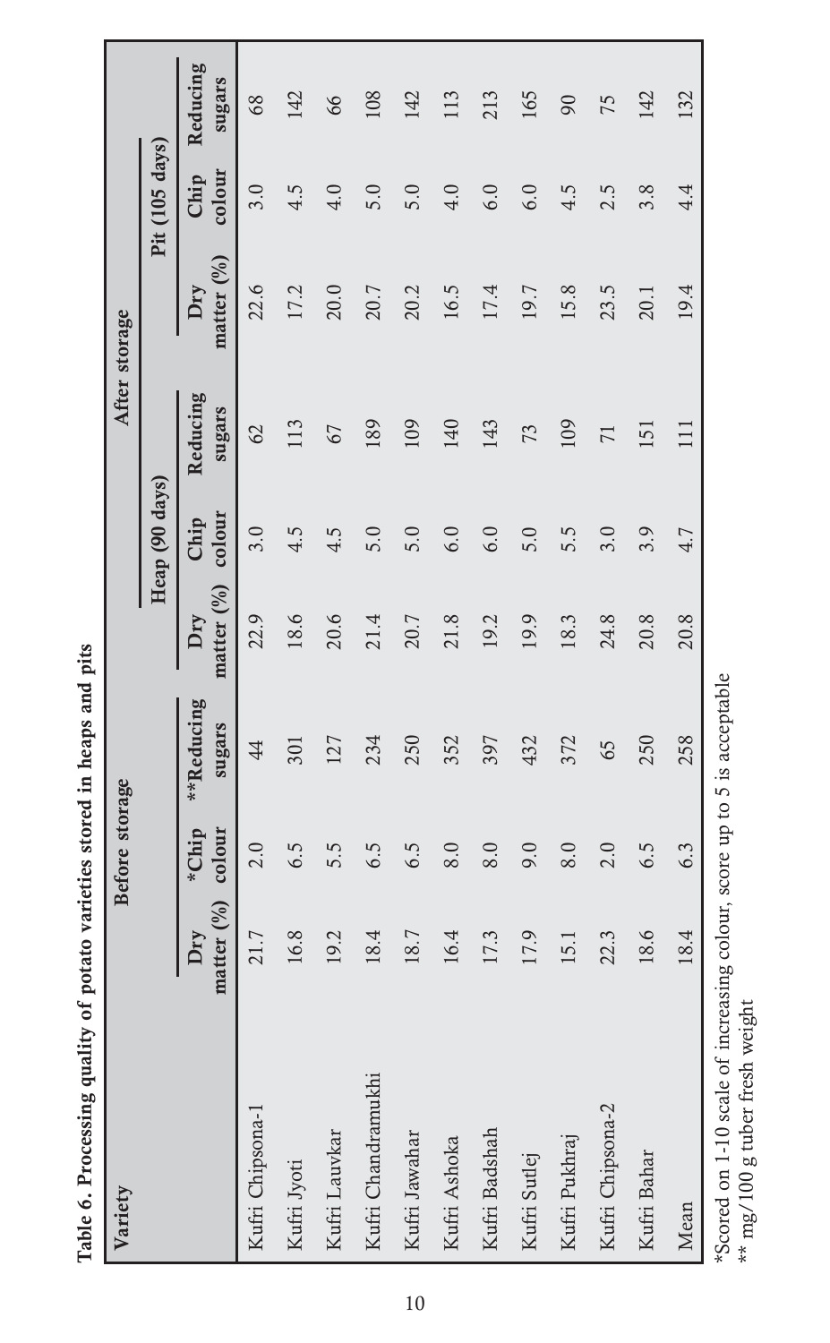**Table 6. Processing quality of potato varieties stored in heaps and pits**

| Variety | Before storage | | | After storage | | | | | |
|---|---|---|---|---|---|---|---|---|---|
| | | | | Heap (90 days) | | | Pit (105 days) | | |
| | Dry matter (%) | *Chip colour | **Reducing sugars | Dry matter (%) | Chip colour | Reducing sugars | Dry matter (%) | Chip colour | Reducing sugars |
| Kufri Chipsona-1 | 21.7 | 2.0 | 44 | 22.9 | 3.0 | 62 | 22.6 | 3.0 | 68 |
| Kufri Jyoti | 16.8 | 6.5 | 301 | 18.6 | 4.5 | 113 | 17.2 | 4.5 | 142 |
| Kufri Lauvkar | 19.2 | 5.5 | 127 | 20.6 | 4.5 | 67 | 20.0 | 4.0 | 66 |
| Kufri Chandramukhi | 18.4 | 6.5 | 234 | 21.4 | 5.0 | 189 | 20.7 | 5.0 | 108 |
| Kufri Jawahar | 18.7 | 6.5 | 250 | 20.7 | 5.0 | 109 | 20.2 | 5.0 | 142 |
| Kufri Ashoka | 16.4 | 8.0 | 352 | 21.8 | 6.0 | 140 | 16.5 | 4.0 | 113 |
| Kufri Badshah | 17.3 | 8.0 | 397 | 19.2 | 6.0 | 143 | 17.4 | 6.0 | 213 |
| Kufri Sutlej | 17.9 | 9.0 | 432 | 19.9 | 5.0 | 73 | 19.7 | 6.0 | 165 |
| Kufri Pukhraj | 15.1 | 8.0 | 372 | 18.3 | 5.5 | 109 | 15.8 | 4.5 | 90 |
| Kufri Chipsona-2 | 22.3 | 2.0 | 65 | 24.8 | 3.0 | 71 | 23.5 | 2.5 | 75 |
| Kufri Bahar | 18.6 | 6.5 | 250 | 20.8 | 3.9 | 151 | 20.1 | 3.8 | 142 |
| Mean | 18.4 | 6.3 | 258 | 20.8 | 4.7 | 111 | 19.4 | 4.4 | 132 |

*Scored on 1-10 scale of increasing colour, score up to 5 is acceptable
** mg/100 g tuber fresh weight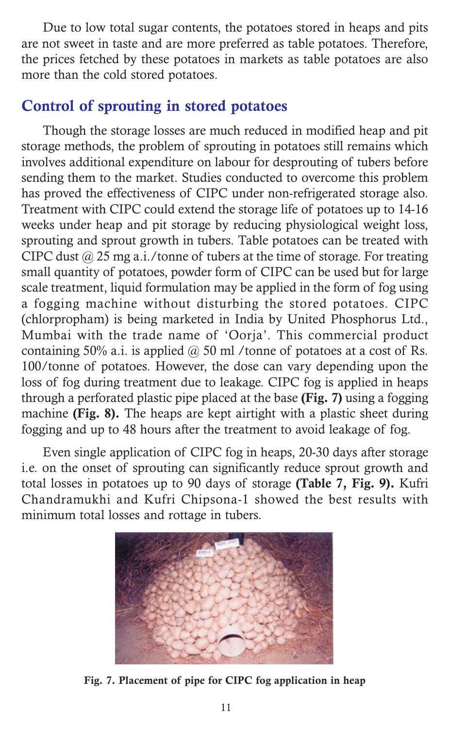Due to low total sugar contents, the potatoes stored in heaps and pits are not sweet in taste and are more preferred as table potatoes. Therefore, the prices fetched by these potatoes in markets as table potatoes are also more than the cold stored potatoes.

## Control of sprouting in stored potatoes

Though the storage losses are much reduced in modified heap and pit storage methods, the problem of sprouting in potatoes still remains which involves additional expenditure on labour for desprouting of tubers before sending them to the market. Studies conducted to overcome this problem has proved the effectiveness of CIPC under non-refrigerated storage also. Treatment with CIPC could extend the storage life of potatoes up to 14-16 weeks under heap and pit storage by reducing physiological weight loss, sprouting and sprout growth in tubers. Table potatoes can be treated with CIPC dust @ 25 mg a.i./tonne of tubers at the time of storage. For treating small quantity of potatoes, powder form of CIPC can be used but for large scale treatment, liquid formulation may be applied in the form of fog using a fogging machine without disturbing the stored potatoes. CIPC (chlorpropham) is being marketed in India by United Phosphorus Ltd., Mumbai with the trade name of 'Oorja'. This commercial product containing 50% a.i. is applied @ 50 ml /tonne of potatoes at a cost of Rs. 100/tonne of potatoes. However, the dose can vary depending upon the loss of fog during treatment due to leakage. CIPC fog is applied in heaps through a perforated plastic pipe placed at the base **(Fig. 7)** using a fogging machine **(Fig. 8).** The heaps are kept airtight with a plastic sheet during fogging and up to 48 hours after the treatment to avoid leakage of fog.

Even single application of CIPC fog in heaps, 20-30 days after storage i.e. on the onset of sprouting can significantly reduce sprout growth and total losses in potatoes up to 90 days of storage **(Table 7, Fig. 9).** Kufri Chandramukhi and Kufri Chipsona-1 showed the best results with minimum total losses and rottage in tubers.

**Fig. 7. Placement of pipe for CIPC fog application in heap**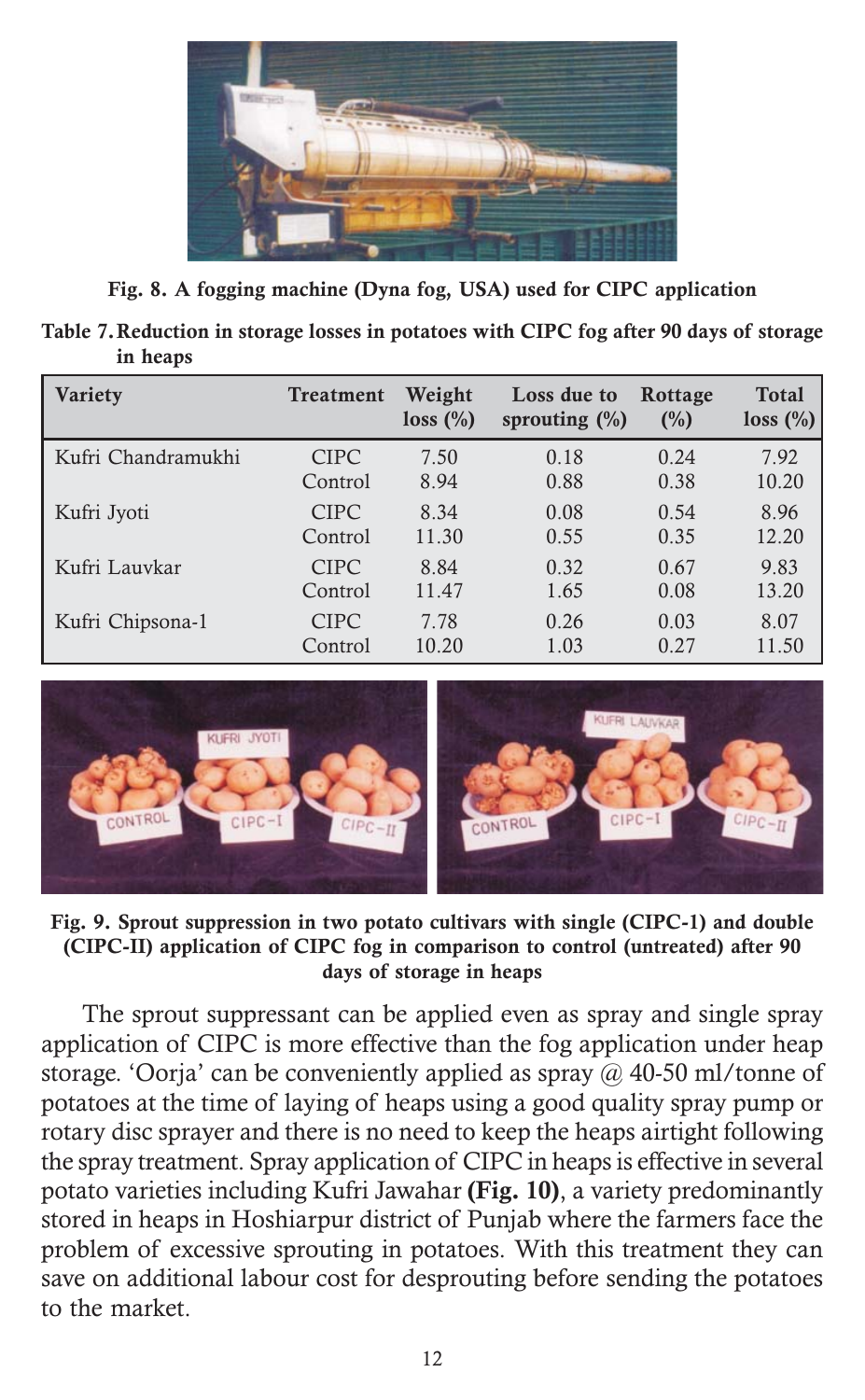Fig. 8. A fogging machine (Dyna fog, USA) used for CIPC application

Table 7. Reduction in storage losses in potatoes with CIPC fog after 90 days of storage in heaps

| Variety | Treatment | Weight loss (%) | Loss due to sprouting (%) | Rottage (%) | Total loss (%) |
|---|---|---|---|---|---|
| Kufri Chandramukhi | CIPC | 7.50 | 0.18 | 0.24 | 7.92 |
| | Control | 8.94 | 0.88 | 0.38 | 10.20 |
| Kufri Jyoti | CIPC | 8.34 | 0.08 | 0.54 | 8.96 |
| | Control | 11.30 | 0.55 | 0.35 | 12.20 |
| Kufri Lauvkar | CIPC | 8.84 | 0.32 | 0.67 | 9.83 |
| | Control | 11.47 | 1.65 | 0.08 | 13.20 |
| Kufri Chipsona-1 | CIPC | 7.78 | 0.26 | 0.03 | 8.07 |
| | Control | 10.20 | 1.03 | 0.27 | 11.50 |

Fig. 9. Sprout suppression in two potato cultivars with single (CIPC-1) and double (CIPC-II) application of CIPC fog in comparison to control (untreated) after 90 days of storage in heaps

The sprout suppressant can be applied even as spray and single spray application of CIPC is more effective than the fog application under heap storage. 'Oorja' can be conveniently applied as spray @ 40-50 ml/tonne of potatoes at the time of laying of heaps using a good quality spray pump or rotary disc sprayer and there is no need to keep the heaps airtight following the spray treatment. Spray application of CIPC in heaps is effective in several potato varieties including Kufri Jawahar **(Fig. 10)**, a variety predominantly stored in heaps in Hoshiarpur district of Punjab where the farmers face the problem of excessive sprouting in potatoes. With this treatment they can save on additional labour cost for desprouting before sending the potatoes to the market.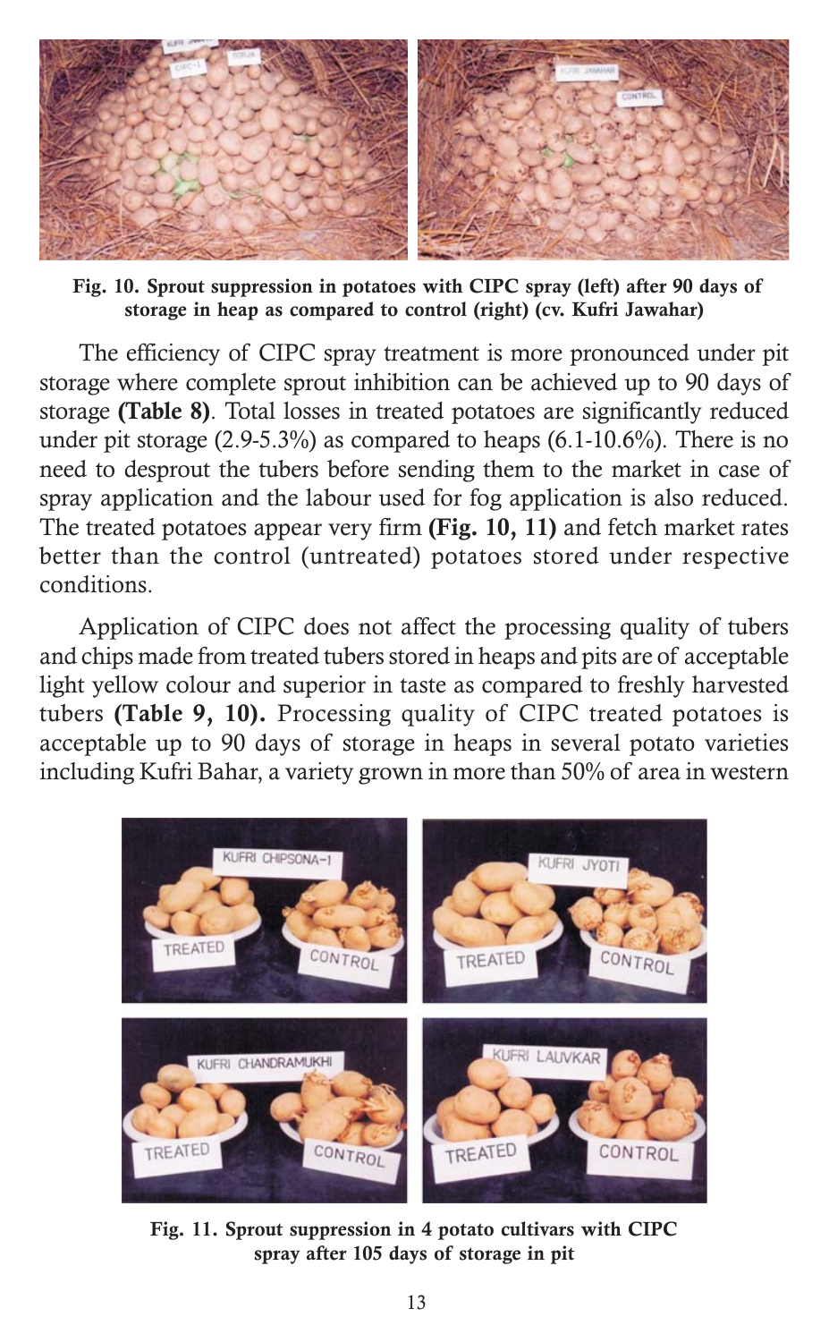Fig. 10. Sprout suppression in potatoes with CIPC spray (left) after 90 days of storage in heap as compared to control (right) (cv. Kufri Jawahar)

The efficiency of CIPC spray treatment is more pronounced under pit storage where complete sprout inhibition can be achieved up to 90 days of storage **(Table 8)**. Total losses in treated potatoes are significantly reduced under pit storage (2.9-5.3%) as compared to heaps (6.1-10.6%). There is no need to desprout the tubers before sending them to the market in case of spray application and the labour used for fog application is also reduced. The treated potatoes appear very firm **(Fig. 10, 11)** and fetch market rates better than the control (untreated) potatoes stored under respective conditions.

Application of CIPC does not affect the processing quality of tubers and chips made from treated tubers stored in heaps and pits are of acceptable light yellow colour and superior in taste as compared to freshly harvested tubers **(Table 9, 10).** Processing quality of CIPC treated potatoes is acceptable up to 90 days of storage in heaps in several potato varieties including Kufri Bahar, a variety grown in more than 50% of area in western

Fig. 11. Sprout suppression in 4 potato cultivars with CIPC spray after 105 days of storage in pit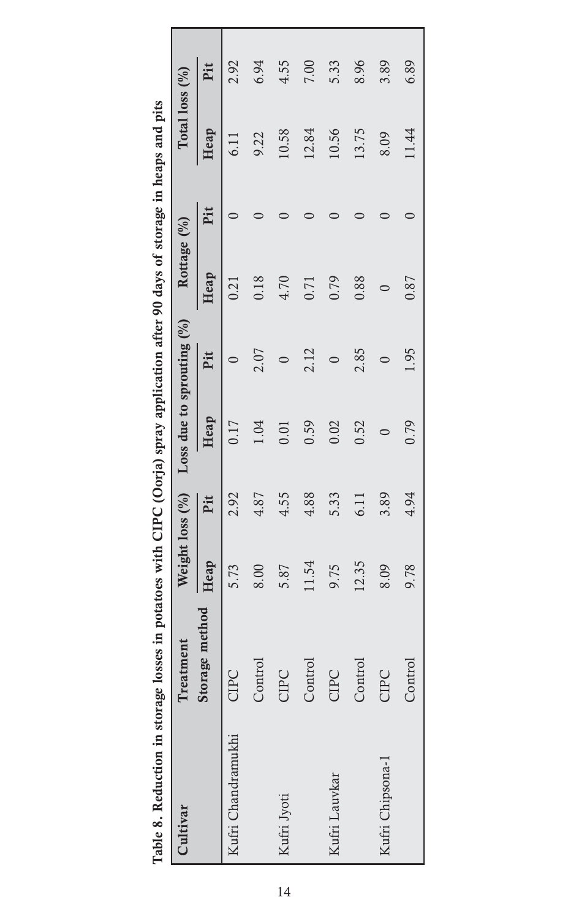**Table 8. Reduction in storage losses in potatoes with CIPC (Oorja) spray application after 90 days of storage in heaps and pits**

| Cultivar | Treatment | Weight loss (%) | | Loss due to sprouting (%) | | Rottage (%) | | Total loss (%) | |
|---|---|---|---|---|---|---|---|---|---|
| | Storage method | Heap | Pit | Heap | Pit | Heap | Pit | Heap | Pit |
| Kufri Chandramukhi | CIPC | 5.73 | 2.92 | 0.17 | 0 | 0.21 | 0 | 6.11 | 2.92 |
| | Control | 8.00 | 4.87 | 1.04 | 2.07 | 0.18 | 0 | 9.22 | 6.94 |
| Kufri Jyoti | CIPC | 5.87 | 4.55 | 0.01 | 0 | 4.70 | 0 | 10.58 | 4.55 |
| | Control | 11.54 | 4.88 | 0.59 | 2.12 | 0.71 | 0 | 12.84 | 7.00 |
| Kufri Lauvkar | CIPC | 9.75 | 5.33 | 0.02 | 0 | 0.79 | 0 | 10.56 | 5.33 |
| | Control | 12.35 | 6.11 | 0.52 | 2.85 | 0.88 | 0 | 13.75 | 8.96 |
| Kufri Chipsona-1 | CIPC | 8.09 | 3.89 | 0 | 0 | 0 | 0 | 8.09 | 3.89 |
| | Control | 9.78 | 4.94 | 0.79 | 1.95 | 0.87 | 0 | 11.44 | 6.89 |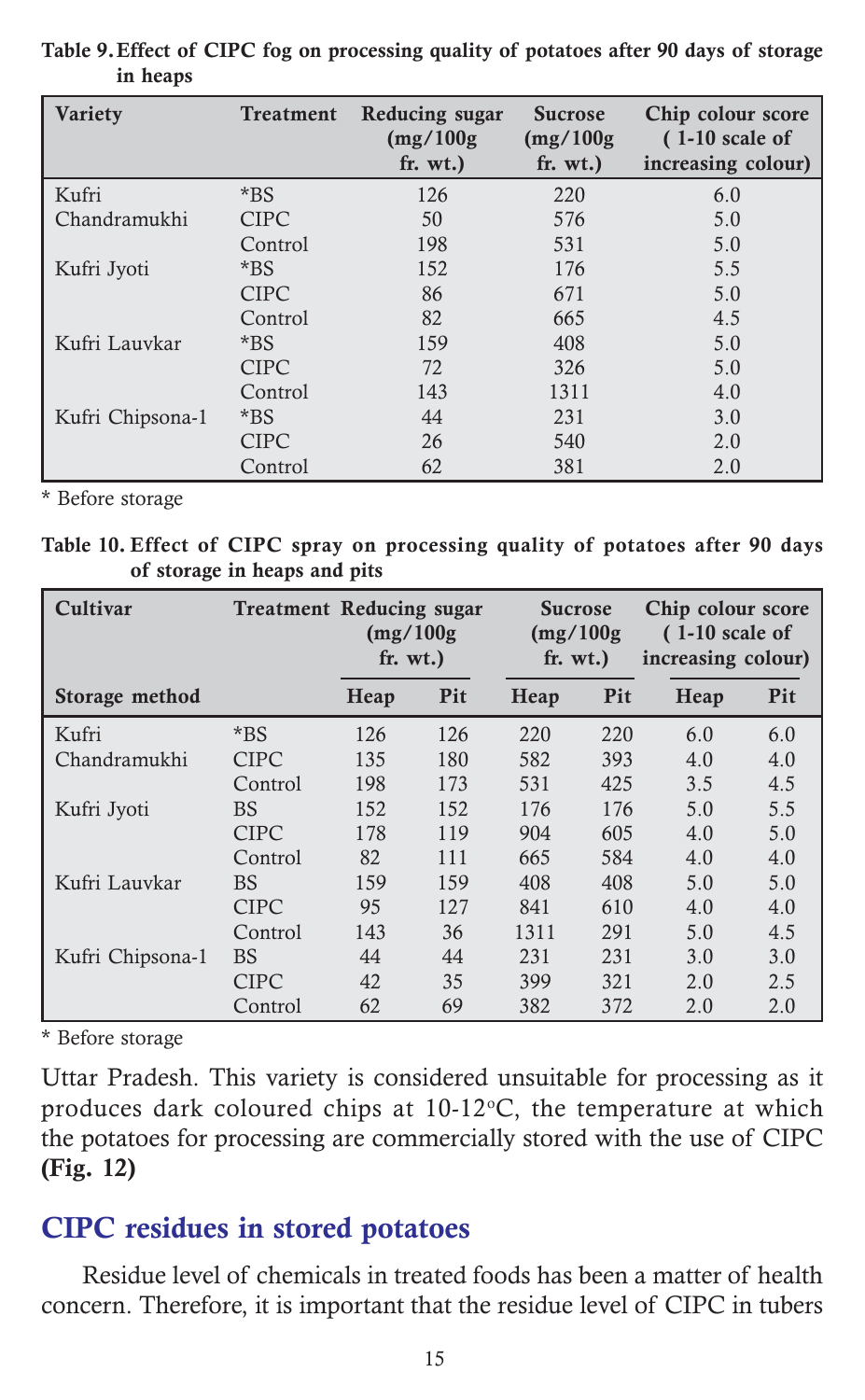**Table 9. Effect of CIPC fog on processing quality of potatoes after 90 days of storage in heaps**

| Variety | Treatment | Reducing sugar (mg/100g fr. wt.) | Sucrose (mg/100g fr. wt.) | Chip colour score (1-10 scale of increasing colour) |
|---|---|---|---|---|
| Kufri Chandramukhi | *BS | 126 | 220 | 6.0 |
| | CIPC | 50 | 576 | 5.0 |
| | Control | 198 | 531 | 5.0 |
| Kufri Jyoti | *BS | 152 | 176 | 5.5 |
| | CIPC | 86 | 671 | 5.0 |
| | Control | 82 | 665 | 4.5 |
| Kufri Lauvkar | *BS | 159 | 408 | 5.0 |
| | CIPC | 72 | 326 | 5.0 |
| | Control | 143 | 1311 | 4.0 |
| Kufri Chipsona-1 | *BS | 44 | 231 | 3.0 |
| | CIPC | 26 | 540 | 2.0 |
| | Control | 62 | 381 | 2.0 |

\* Before storage

**Table 10. Effect of CIPC spray on processing quality of potatoes after 90 days of storage in heaps and pits**

| Cultivar | Treatment | Reducing sugar (mg/100g fr. wt.) | | Sucrose (mg/100g fr. wt.) | | Chip colour score (1-10 scale of increasing colour) | |
|---|---|---|---|---|---|---|---|
| Storage method | | Heap | Pit | Heap | Pit | Heap | Pit |
| Kufri Chandramukhi | *BS | 126 | 126 | 220 | 220 | 6.0 | 6.0 |
| | CIPC | 135 | 180 | 582 | 393 | 4.0 | 4.0 |
| | Control | 198 | 173 | 531 | 425 | 3.5 | 4.5 |
| Kufri Jyoti | BS | 152 | 152 | 176 | 176 | 5.0 | 5.5 |
| | CIPC | 178 | 119 | 904 | 605 | 4.0 | 5.0 |
| | Control | 82 | 111 | 665 | 584 | 4.0 | 4.0 |
| Kufri Lauvkar | BS | 159 | 159 | 408 | 408 | 5.0 | 5.0 |
| | CIPC | 95 | 127 | 841 | 610 | 4.0 | 4.0 |
| | Control | 143 | 36 | 1311 | 291 | 5.0 | 4.5 |
| Kufri Chipsona-1 | BS | 44 | 44 | 231 | 231 | 3.0 | 3.0 |
| | CIPC | 42 | 35 | 399 | 321 | 2.0 | 2.5 |
| | Control | 62 | 69 | 382 | 372 | 2.0 | 2.0 |

\* Before storage

Uttar Pradesh. This variety is considered unsuitable for processing as it produces dark coloured chips at 10-12°C, the temperature at which the potatoes for processing are commercially stored with the use of CIPC **(Fig. 12)**

## CIPC residues in stored potatoes

Residue level of chemicals in treated foods has been a matter of health concern. Therefore, it is important that the residue level of CIPC in tubers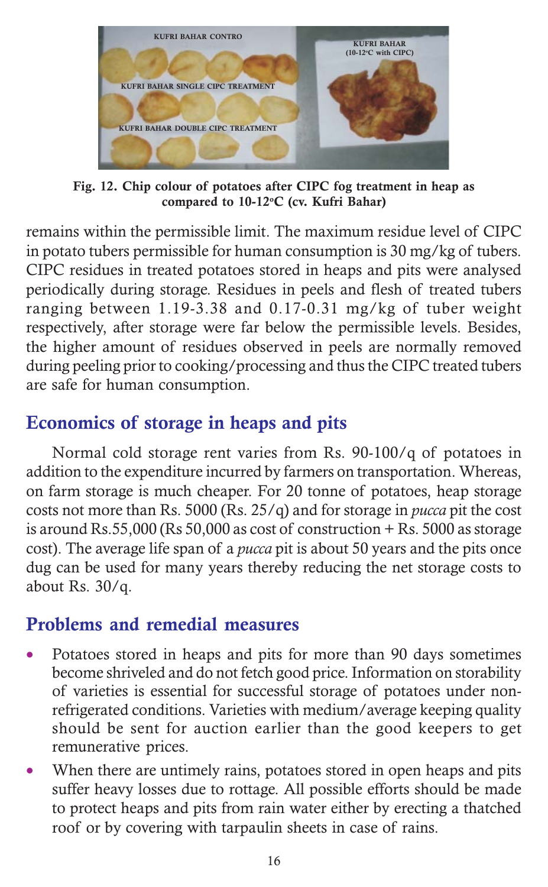KUFRI BAHAR CONTRO

KUFRI BAHAR SINGLE CIPC TREATMENT

KUFRI BAHAR DOUBLE CIPC TREATMENT

KUFRI BAHAR (10-12°C with CIPC)

**Fig. 12. Chip colour of potatoes after CIPC fog treatment in heap as compared to 10-12°C (cv. Kufri Bahar)**

remains within the permissible limit. The maximum residue level of CIPC in potato tubers permissible for human consumption is 30 mg/kg of tubers. CIPC residues in treated potatoes stored in heaps and pits were analysed periodically during storage. Residues in peels and flesh of treated tubers ranging between 1.19-3.38 and 0.17-0.31 mg/kg of tuber weight respectively, after storage were far below the permissible levels. Besides, the higher amount of residues observed in peels are normally removed during peeling prior to cooking/processing and thus the CIPC treated tubers are safe for human consumption.

## Economics of storage in heaps and pits

Normal cold storage rent varies from Rs. 90-100/q of potatoes in addition to the expenditure incurred by farmers on transportation. Whereas, on farm storage is much cheaper. For 20 tonne of potatoes, heap storage costs not more than Rs. 5000 (Rs. 25/q) and for storage in *pucca* pit the cost is around Rs.55,000 (Rs 50,000 as cost of construction + Rs. 5000 as storage cost). The average life span of a *pucca* pit is about 50 years and the pits once dug can be used for many years thereby reducing the net storage costs to about Rs. 30/q.

## Problems and remedial measures

- Potatoes stored in heaps and pits for more than 90 days sometimes become shriveled and do not fetch good price. Information on storability of varieties is essential for successful storage of potatoes under non-refrigerated conditions. Varieties with medium/average keeping quality should be sent for auction earlier than the good keepers to get remunerative prices.
- When there are untimely rains, potatoes stored in open heaps and pits suffer heavy losses due to rottage. All possible efforts should be made to protect heaps and pits from rain water either by erecting a thatched roof or by covering with tarpaulin sheets in case of rains.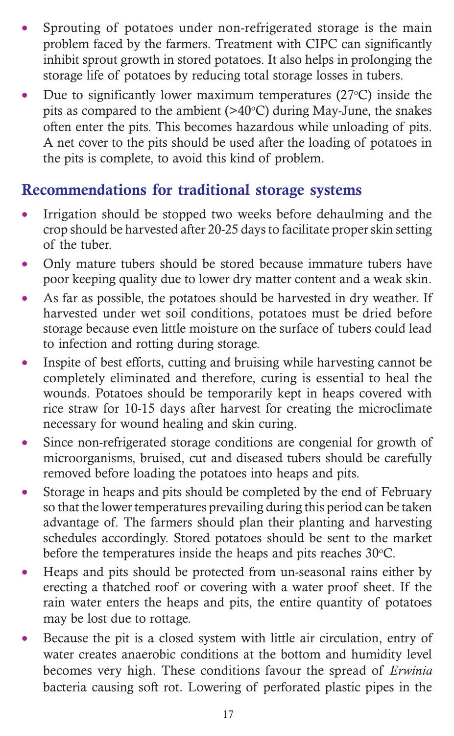- Sprouting of potatoes under non-refrigerated storage is the main problem faced by the farmers. Treatment with CIPC can significantly inhibit sprout growth in stored potatoes. It also helps in prolonging the storage life of potatoes by reducing total storage losses in tubers.
- Due to significantly lower maximum temperatures (27°C) inside the pits as compared to the ambient (>40°C) during May-June, the snakes often enter the pits. This becomes hazardous while unloading of pits. A net cover to the pits should be used after the loading of potatoes in the pits is complete, to avoid this kind of problem.

## Recommendations for traditional storage systems

- Irrigation should be stopped two weeks before dehaulming and the crop should be harvested after 20-25 days to facilitate proper skin setting of the tuber.
- Only mature tubers should be stored because immature tubers have poor keeping quality due to lower dry matter content and a weak skin.
- As far as possible, the potatoes should be harvested in dry weather. If harvested under wet soil conditions, potatoes must be dried before storage because even little moisture on the surface of tubers could lead to infection and rotting during storage.
- Inspite of best efforts, cutting and bruising while harvesting cannot be completely eliminated and therefore, curing is essential to heal the wounds. Potatoes should be temporarily kept in heaps covered with rice straw for 10-15 days after harvest for creating the microclimate necessary for wound healing and skin curing.
- Since non-refrigerated storage conditions are congenial for growth of microorganisms, bruised, cut and diseased tubers should be carefully removed before loading the potatoes into heaps and pits.
- Storage in heaps and pits should be completed by the end of February so that the lower temperatures prevailing during this period can be taken advantage of. The farmers should plan their planting and harvesting schedules accordingly. Stored potatoes should be sent to the market before the temperatures inside the heaps and pits reaches 30°C.
- Heaps and pits should be protected from un-seasonal rains either by erecting a thatched roof or covering with a water proof sheet. If the rain water enters the heaps and pits, the entire quantity of potatoes may be lost due to rottage.
- Because the pit is a closed system with little air circulation, entry of water creates anaerobic conditions at the bottom and humidity level becomes very high. These conditions favour the spread of *Erwinia* bacteria causing soft rot. Lowering of perforated plastic pipes in the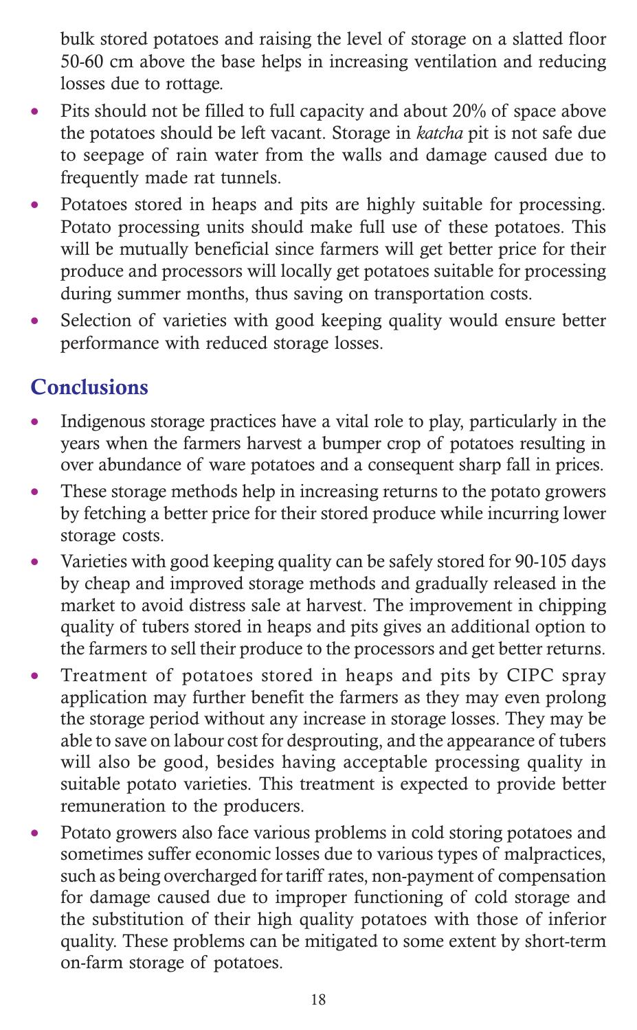bulk stored potatoes and raising the level of storage on a slatted floor 50-60 cm above the base helps in increasing ventilation and reducing losses due to rottage.

- Pits should not be filled to full capacity and about 20% of space above the potatoes should be left vacant. Storage in *katcha* pit is not safe due to seepage of rain water from the walls and damage caused due to frequently made rat tunnels.
- Potatoes stored in heaps and pits are highly suitable for processing. Potato processing units should make full use of these potatoes. This will be mutually beneficial since farmers will get better price for their produce and processors will locally get potatoes suitable for processing during summer months, thus saving on transportation costs.
- Selection of varieties with good keeping quality would ensure better performance with reduced storage losses.

## Conclusions

- Indigenous storage practices have a vital role to play, particularly in the years when the farmers harvest a bumper crop of potatoes resulting in over abundance of ware potatoes and a consequent sharp fall in prices.
- These storage methods help in increasing returns to the potato growers by fetching a better price for their stored produce while incurring lower storage costs.
- Varieties with good keeping quality can be safely stored for 90-105 days by cheap and improved storage methods and gradually released in the market to avoid distress sale at harvest. The improvement in chipping quality of tubers stored in heaps and pits gives an additional option to the farmers to sell their produce to the processors and get better returns.
- Treatment of potatoes stored in heaps and pits by CIPC spray application may further benefit the farmers as they may even prolong the storage period without any increase in storage losses. They may be able to save on labour cost for desprouting, and the appearance of tubers will also be good, besides having acceptable processing quality in suitable potato varieties. This treatment is expected to provide better remuneration to the producers.
- Potato growers also face various problems in cold storing potatoes and sometimes suffer economic losses due to various types of malpractices, such as being overcharged for tariff rates, non-payment of compensation for damage caused due to improper functioning of cold storage and the substitution of their high quality potatoes with those of inferior quality. These problems can be mitigated to some extent by short-term on-farm storage of potatoes.